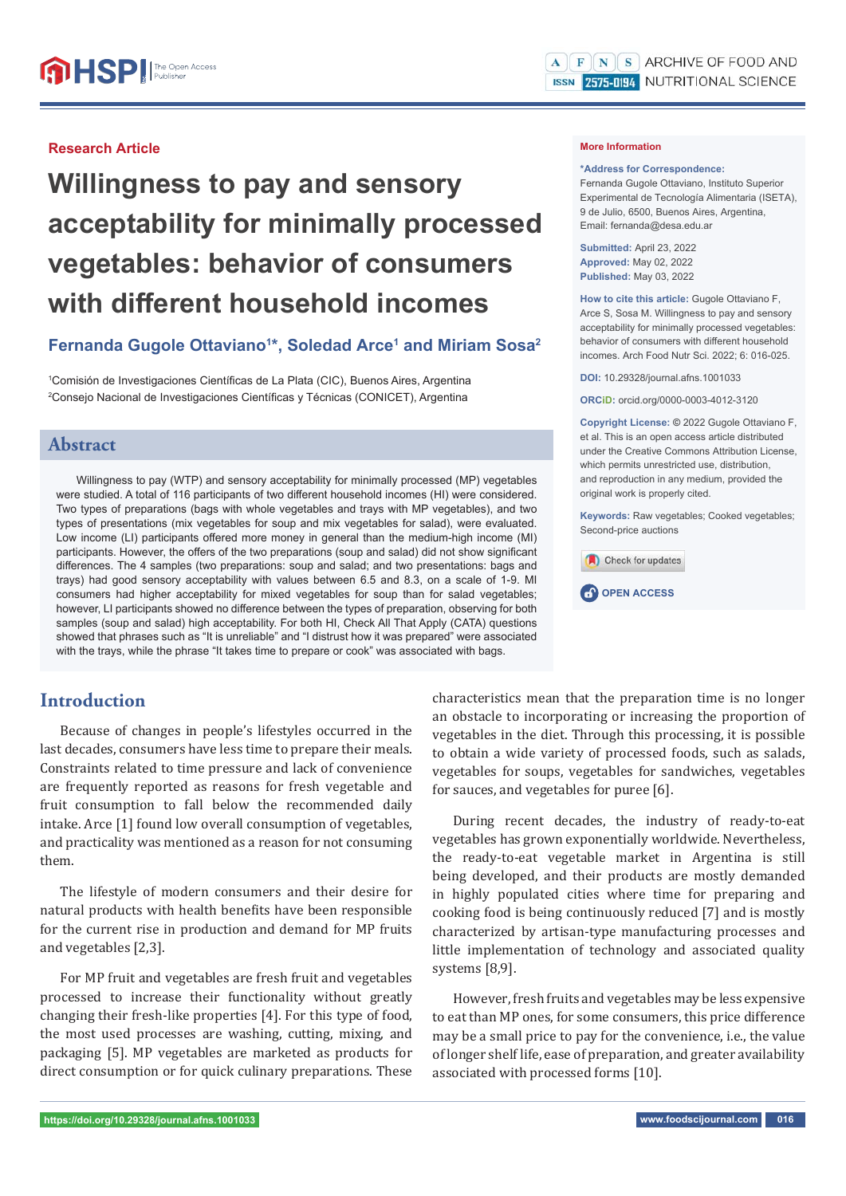Research Article

# Willingness to pay and sensory acceptability for minimally processed vegetables: behavior of consumers with different household incomes

**Fernanda Gugole Ottaviano[1]*, Soledad Arce[1] and Miriam Sosa[2]**

[1]Comisión de Investigaciones Científicas de La Plata (CIC), Buenos Aires, Argentina
[2]Consejo Nacional de Investigaciones Científicas y Técnicas (CONICET), Argentina

## Abstract

Willingness to pay (WTP) and sensory acceptability for minimally processed (MP) vegetables were studied. A total of 116 participants of two different household incomes (HI) were considered. Two types of preparations (bags with whole vegetables and trays with MP vegetables), and two types of presentations (mix vegetables for soup and mix vegetables for salad), were evaluated. Low income (LI) participants offered more money in general than the medium-high income (MI) participants. However, the offers of the two preparations (soup and salad) did not show significant differences. The 4 samples (two preparations: soup and salad; and two presentations: bags and trays) had good sensory acceptability with values between 6.5 and 8.3, on a scale of 1-9. MI consumers had higher acceptability for mixed vegetables for soup than for salad vegetables; however, LI participants showed no difference between the types of preparation, observing for both samples (soup and salad) high acceptability. For both HI, Check All That Apply (CATA) questions showed that phrases such as "It is unreliable" and "I distrust how it was prepared" were associated with the trays, while the phrase "It takes time to prepare or cook" was associated with bags.

**More Information**

***Address for Correspondence:** Fernanda Gugole Ottaviano, Instituto Superior Experimental de Tecnología Alimentaria (ISETA), 9 de Julio, 6500, Buenos Aires, Argentina, Email: fernanda@desa.edu.ar

**Submitted:** April 23, 2022
**Approved:** May 02, 2022
**Published:** May 03, 2022

**How to cite this article:** Gugole Ottaviano F, Arce S, Sosa M. Willingness to pay and sensory acceptability for minimally processed vegetables: behavior of consumers with different household incomes. Arch Food Nutr Sci. 2022; 6: 016-025.

**DOI:** 10.29328/journal.afns.1001033

**ORCiD:** orcid.org/0000-0003-4012-3120

**Copyright License:** © 2022 Gugole Ottaviano F, et al. This is an open access article distributed under the Creative Commons Attribution License, which permits unrestricted use, distribution, and reproduction in any medium, provided the original work is properly cited.

**Keywords:** Raw vegetables; Cooked vegetables; Second-price auctions

OPEN ACCESS

## Introduction

Because of changes in people's lifestyles occurred in the last decades, consumers have less time to prepare their meals. Constraints related to time pressure and lack of convenience are frequently reported as reasons for fresh vegetable and fruit consumption to fall below the recommended daily intake. Arce [1] found low overall consumption of vegetables, and practicality was mentioned as a reason for not consuming them.

The lifestyle of modern consumers and their desire for natural products with health benefits have been responsible for the current rise in production and demand for MP fruits and vegetables [2,3].

For MP fruit and vegetables are fresh fruit and vegetables processed to increase their functionality without greatly changing their fresh-like properties [4]. For this type of food, the most used processes are washing, cutting, mixing, and packaging [5]. MP vegetables are marketed as products for direct consumption or for quick culinary preparations. These characteristics mean that the preparation time is no longer an obstacle to incorporating or increasing the proportion of vegetables in the diet. Through this processing, it is possible to obtain a wide variety of processed foods, such as salads, vegetables for soups, vegetables for sandwiches, vegetables for sauces, and vegetables for puree [6].

During recent decades, the industry of ready-to-eat vegetables has grown exponentially worldwide. Nevertheless, the ready-to-eat vegetable market in Argentina is still being developed, and their products are mostly demanded in highly populated cities where time for preparing and cooking food is being continuously reduced [7] and is mostly characterized by artisan-type manufacturing processes and little implementation of technology and associated quality systems [8,9].

However, fresh fruits and vegetables may be less expensive to eat than MP ones, for some consumers, this price difference may be a small price to pay for the convenience, i.e., the value of longer shelf life, ease of preparation, and greater availability associated with processed forms [10].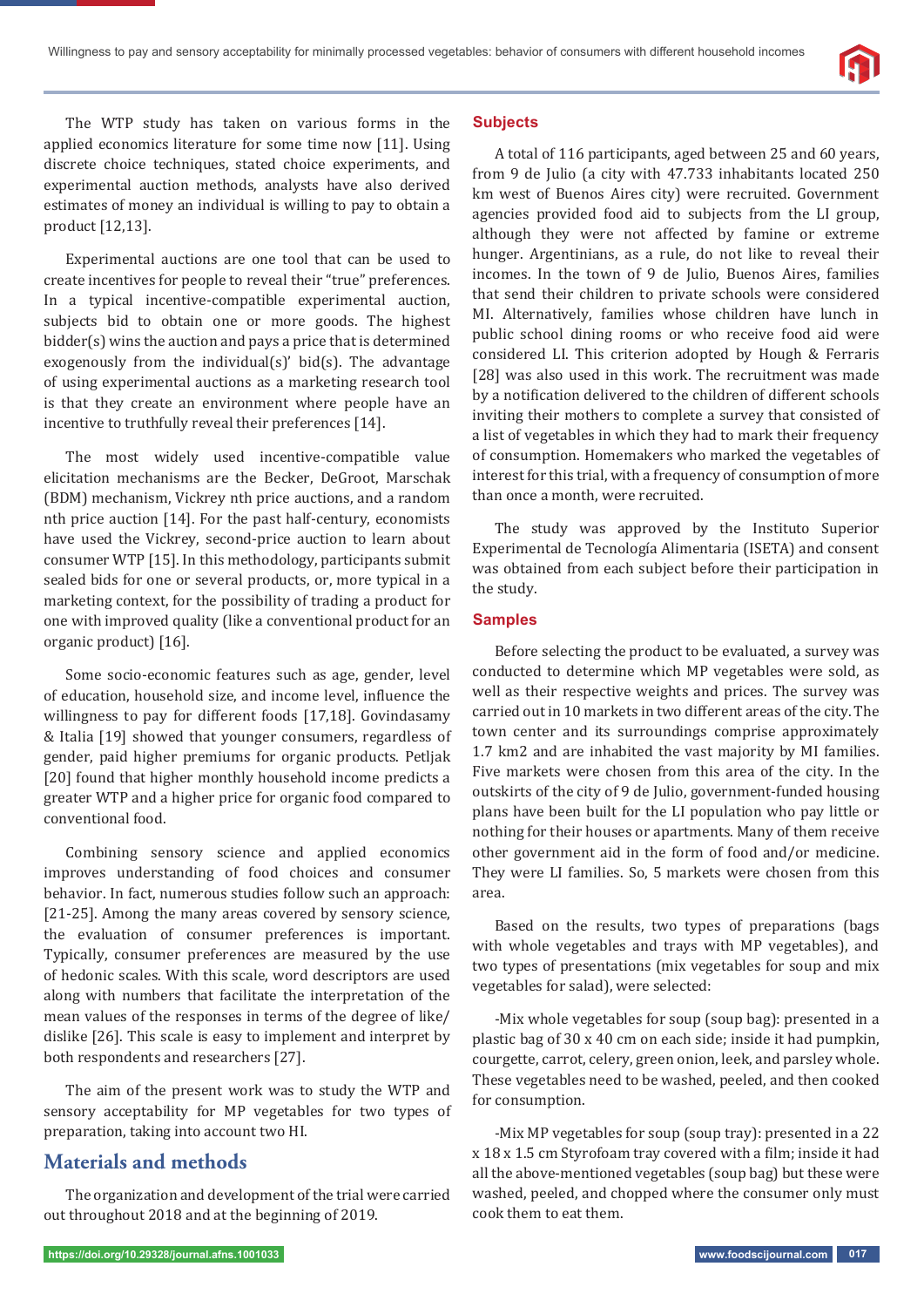The WTP study has taken on various forms in the applied economics literature for some time now [11]. Using discrete choice techniques, stated choice experiments, and experimental auction methods, analysts have also derived estimates of money an individual is willing to pay to obtain a product [12,13].

Experimental auctions are one tool that can be used to create incentives for people to reveal their "true" preferences. In a typical incentive-compatible experimental auction, subjects bid to obtain one or more goods. The highest bidder(s) wins the auction and pays a price that is determined exogenously from the individual(s)' bid(s). The advantage of using experimental auctions as a marketing research tool is that they create an environment where people have an incentive to truthfully reveal their preferences [14].

The most widely used incentive-compatible value elicitation mechanisms are the Becker, DeGroot, Marschak (BDM) mechanism, Vickrey nth price auctions, and a random nth price auction [14]. For the past half-century, economists have used the Vickrey, second-price auction to learn about consumer WTP [15]. In this methodology, participants submit sealed bids for one or several products, or, more typical in a marketing context, for the possibility of trading a product for one with improved quality (like a conventional product for an organic product) [16].

Some socio-economic features such as age, gender, level of education, household size, and income level, influence the willingness to pay for different foods [17,18]. Govindasamy & Italia [19] showed that younger consumers, regardless of gender, paid higher premiums for organic products. Petljak [20] found that higher monthly household income predicts a greater WTP and a higher price for organic food compared to conventional food.

Combining sensory science and applied economics improves understanding of food choices and consumer behavior. In fact, numerous studies follow such an approach: [21-25]. Among the many areas covered by sensory science, the evaluation of consumer preferences is important. Typically, consumer preferences are measured by the use of hedonic scales. With this scale, word descriptors are used along with numbers that facilitate the interpretation of the mean values of the responses in terms of the degree of like/dislike [26]. This scale is easy to implement and interpret by both respondents and researchers [27].

The aim of the present work was to study the WTP and sensory acceptability for MP vegetables for two types of preparation, taking into account two HI.

# Materials and methods

The organization and development of the trial were carried out throughout 2018 and at the beginning of 2019.

## Subjects

A total of 116 participants, aged between 25 and 60 years, from 9 de Julio (a city with 47.733 inhabitants located 250 km west of Buenos Aires city) were recruited. Government agencies provided food aid to subjects from the LI group, although they were not affected by famine or extreme hunger. Argentinians, as a rule, do not like to reveal their incomes. In the town of 9 de Julio, Buenos Aires, families that send their children to private schools were considered MI. Alternatively, families whose children have lunch in public school dining rooms or who receive food aid were considered LI. This criterion adopted by Hough & Ferraris [28] was also used in this work. The recruitment was made by a notification delivered to the children of different schools inviting their mothers to complete a survey that consisted of a list of vegetables in which they had to mark their frequency of consumption. Homemakers who marked the vegetables of interest for this trial, with a frequency of consumption of more than once a month, were recruited.

The study was approved by the Instituto Superior Experimental de Tecnología Alimentaria (ISETA) and consent was obtained from each subject before their participation in the study.

## Samples

Before selecting the product to be evaluated, a survey was conducted to determine which MP vegetables were sold, as well as their respective weights and prices. The survey was carried out in 10 markets in two different areas of the city. The town center and its surroundings comprise approximately 1.7 km2 and are inhabited the vast majority by MI families. Five markets were chosen from this area of the city. In the outskirts of the city of 9 de Julio, government-funded housing plans have been built for the LI population who pay little or nothing for their houses or apartments. Many of them receive other government aid in the form of food and/or medicine. They were LI families. So, 5 markets were chosen from this area.

Based on the results, two types of preparations (bags with whole vegetables and trays with MP vegetables), and two types of presentations (mix vegetables for soup and mix vegetables for salad), were selected:

-Mix whole vegetables for soup (soup bag): presented in a plastic bag of 30 x 40 cm on each side; inside it had pumpkin, courgette, carrot, celery, green onion, leek, and parsley whole. These vegetables need to be washed, peeled, and then cooked for consumption.

-Mix MP vegetables for soup (soup tray): presented in a 22 x 18 x 1.5 cm Styrofoam tray covered with a film; inside it had all the above-mentioned vegetables (soup bag) but these were washed, peeled, and chopped where the consumer only must cook them to eat them.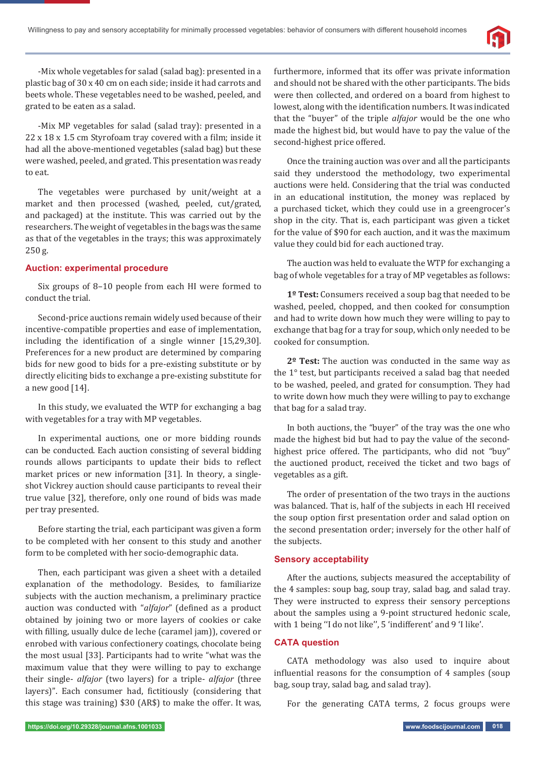-Mix whole vegetables for salad (salad bag): presented in a plastic bag of 30 x 40 cm on each side; inside it had carrots and beets whole. These vegetables need to be washed, peeled, and grated to be eaten as a salad.

-Mix MP vegetables for salad (salad tray): presented in a 22 x 18 x 1.5 cm Styrofoam tray covered with a film; inside it had all the above-mentioned vegetables (salad bag) but these were washed, peeled, and grated. This presentation was ready to eat.

The vegetables were purchased by unit/weight at a market and then processed (washed, peeled, cut/grated, and packaged) at the institute. This was carried out by the researchers. The weight of vegetables in the bags was the same as that of the vegetables in the trays; this was approximately 250 g.

## Auction: experimental procedure

Six groups of 8–10 people from each HI were formed to conduct the trial.

Second-price auctions remain widely used because of their incentive-compatible properties and ease of implementation, including the identification of a single winner [15,29,30]. Preferences for a new product are determined by comparing bids for new good to bids for a pre-existing substitute or by directly eliciting bids to exchange a pre-existing substitute for a new good [14].

In this study, we evaluated the WTP for exchanging a bag with vegetables for a tray with MP vegetables.

In experimental auctions, one or more bidding rounds can be conducted. Each auction consisting of several bidding rounds allows participants to update their bids to reflect market prices or new information [31]. In theory, a single-shot Vickrey auction should cause participants to reveal their true value [32], therefore, only one round of bids was made per tray presented.

Before starting the trial, each participant was given a form to be completed with her consent to this study and another form to be completed with her socio-demographic data.

Then, each participant was given a sheet with a detailed explanation of the methodology. Besides, to familiarize subjects with the auction mechanism, a preliminary practice auction was conducted with "*alfajor*" (defined as a product obtained by joining two or more layers of cookies or cake with filling, usually dulce de leche (caramel jam)), covered or enrobed with various confectionery coatings, chocolate being the most usual [33]. Participants had to write "what was the maximum value that they were willing to pay to exchange their single- *alfajor* (two layers) for a triple- *alfajor* (three layers)". Each consumer had, fictitiously (considering that this stage was training) $30 (AR$) to make the offer. It was, furthermore, informed that its offer was private information and should not be shared with the other participants. The bids were then collected, and ordered on a board from highest to lowest, along with the identification numbers. It was indicated that the "buyer" of the triple *alfajor* would be the one who made the highest bid, but would have to pay the value of the second-highest price offered.

Once the training auction was over and all the participants said they understood the methodology, two experimental auctions were held. Considering that the trial was conducted in an educational institution, the money was replaced by a purchased ticket, which they could use in a greengrocer's shop in the city. That is, each participant was given a ticket for the value of $90 for each auction, and it was the maximum value they could bid for each auctioned tray.

The auction was held to evaluate the WTP for exchanging a bag of whole vegetables for a tray of MP vegetables as follows:

**1º Test:** Consumers received a soup bag that needed to be washed, peeled, chopped, and then cooked for consumption and had to write down how much they were willing to pay to exchange that bag for a tray for soup, which only needed to be cooked for consumption.

**2º Test:** The auction was conducted in the same way as the 1° test, but participants received a salad bag that needed to be washed, peeled, and grated for consumption. They had to write down how much they were willing to pay to exchange that bag for a salad tray.

In both auctions, the "buyer" of the tray was the one who made the highest bid but had to pay the value of the second-highest price offered. The participants, who did not "buy" the auctioned product, received the ticket and two bags of vegetables as a gift.

The order of presentation of the two trays in the auctions was balanced. That is, half of the subjects in each HI received the soup option first presentation order and salad option on the second presentation order; inversely for the other half of the subjects.

## Sensory acceptability

After the auctions, subjects measured the acceptability of the 4 samples: soup bag, soup tray, salad bag, and salad tray. They were instructed to express their sensory perceptions about the samples using a 9-point structured hedonic scale, with 1 being ''I do not like'', 5 'indifferent' and 9 'I like'.

## CATA question

CATA methodology was also used to inquire about influential reasons for the consumption of 4 samples (soup bag, soup tray, salad bag, and salad tray).

For the generating CATA terms, 2 focus groups were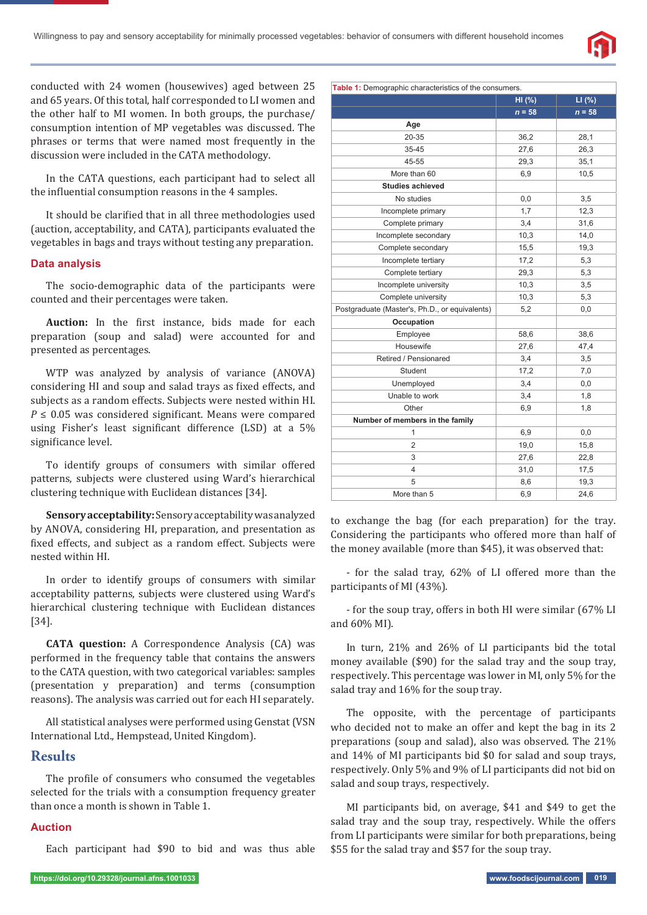conducted with 24 women (housewives) aged between 25 and 65 years. Of this total, half corresponded to LI women and the other half to MI women. In both groups, the purchase/consumption intention of MP vegetables was discussed. The phrases or terms that were named most frequently in the discussion were included in the CATA methodology.

In the CATA questions, each participant had to select all the influential consumption reasons in the 4 samples.

It should be clarified that in all three methodologies used (auction, acceptability, and CATA), participants evaluated the vegetables in bags and trays without testing any preparation.

### Data analysis

The socio-demographic data of the participants were counted and their percentages were taken.

**Auction:** In the first instance, bids made for each preparation (soup and salad) were accounted for and presented as percentages.

WTP was analyzed by analysis of variance (ANOVA) considering HI and soup and salad trays as fixed effects, and subjects as a random effects. Subjects were nested within HI. $P \leq 0.05$ was considered significant. Means were compared using Fisher's least significant difference (LSD) at a 5% significance level.

To identify groups of consumers with similar offered patterns, subjects were clustered using Ward's hierarchical clustering technique with Euclidean distances [34].

**Sensory acceptability:** Sensory acceptability was analyzed by ANOVA, considering HI, preparation, and presentation as fixed effects, and subject as a random effect. Subjects were nested within HI.

In order to identify groups of consumers with similar acceptability patterns, subjects were clustered using Ward's hierarchical clustering technique with Euclidean distances [34].

**CATA question:** A Correspondence Analysis (CA) was performed in the frequency table that contains the answers to the CATA question, with two categorical variables: samples (presentation y preparation) and terms (consumption reasons). The analysis was carried out for each HI separately.

All statistical analyses were performed using Genstat (VSN International Ltd., Hempstead, United Kingdom).

## Results

The profile of consumers who consumed the vegetables selected for the trials with a consumption frequency greater than once a month is shown in Table 1.

**Table 1:** Demographic characteristics of the consumers.

| | HI (%) | LI (%) |
|---|---|---|
| | *n* = 58 | *n* = 58 |
| **Age** | | |
| 20-35 | 36,2 | 28,1 |
| 35-45 | 27,6 | 26,3 |
| 45-55 | 29,3 | 35,1 |
| More than 60 | 6,9 | 10,5 |
| **Studies achieved** | | |
| No studies | 0,0 | 3,5 |
| Incomplete primary | 1,7 | 12,3 |
| Complete primary | 3,4 | 31,6 |
| Incomplete secondary | 10,3 | 14,0 |
| Complete secondary | 15,5 | 19,3 |
| Incomplete tertiary | 17,2 | 5,3 |
| Complete tertiary | 29,3 | 5,3 |
| Incomplete university | 10,3 | 3,5 |
| Complete university | 10,3 | 5,3 |
| Postgraduate (Master's, Ph.D., or equivalents) | 5,2 | 0,0 |
| **Occupation** | | |
| Employee | 58,6 | 38,6 |
| Housewife | 27,6 | 47,4 |
| Retired / Pensionared | 3,4 | 3,5 |
| Student | 17,2 | 7,0 |
| Unemployed | 3,4 | 0,0 |
| Unable to work | 3,4 | 1,8 |
| Other | 6,9 | 1,8 |
| **Number of members in the family** | | |
| 1 | 6,9 | 0,0 |
| 2 | 19,0 | 15,8 |
| 3 | 27,6 | 22,8 |
| 4 | 31,0 | 17,5 |
| 5 | 8,6 | 19,3 |
| More than 5 | 6,9 | 24,6 |

### Auction

Each participant had $90 to bid and was thus able to exchange the bag (for each preparation) for the tray. Considering the participants who offered more than half of the money available (more than $45), it was observed that:

- for the salad tray, 62% of LI offered more than the participants of MI (43%).

- for the soup tray, offers in both HI were similar (67% LI and 60% MI).

In turn, 21% and 26% of LI participants bid the total money available ($90) for the salad tray and the soup tray, respectively. This percentage was lower in MI, only 5% for the salad tray and 16% for the soup tray.

The opposite, with the percentage of participants who decided not to make an offer and kept the bag in its 2 preparations (soup and salad), also was observed. The 21% and 14% of MI participants bid $0 for salad and soup trays, respectively. Only 5% and 9% of LI participants did not bid on salad and soup trays, respectively.

MI participants bid, on average, $41 and $49 to get the salad tray and the soup tray, respectively. While the offers from LI participants were similar for both preparations, being $55 for the salad tray and $57 for the soup tray.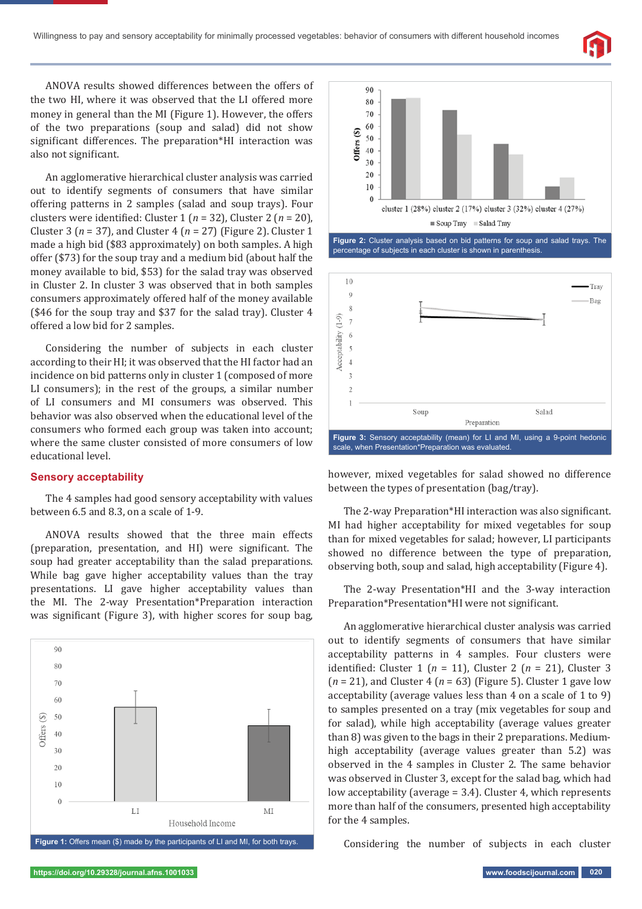ANOVA results showed differences between the offers of the two HI, where it was observed that the LI offered more money in general than the MI (Figure 1). However, the offers of the two preparations (soup and salad) did not show significant differences. The preparation*HI interaction was also not significant.

An agglomerative hierarchical cluster analysis was carried out to identify segments of consumers that have similar offering patterns in 2 samples (salad and soup trays). Four clusters were identified: Cluster 1 (*n* = 32), Cluster 2 (*n* = 20), Cluster 3 (*n* = 37), and Cluster 4 (*n* = 27) (Figure 2). Cluster 1 made a high bid ($83 approximately) on both samples. A high offer ($73) for the soup tray and a medium bid (about half the money available to bid, $53) for the salad tray was observed in Cluster 2. In cluster 3 was observed that in both samples consumers approximately offered half of the money available ($46 for the soup tray and $37 for the salad tray). Cluster 4 offered a low bid for 2 samples.

Considering the number of subjects in each cluster according to their HI; it was observed that the HI factor had an incidence on bid patterns only in cluster 1 (composed of more LI consumers); in the rest of the groups, a similar number of LI consumers and MI consumers was observed. This behavior was also observed when the educational level of the consumers who formed each group was taken into account; where the same cluster consisted of more consumers of low educational level.

## Sensory acceptability

The 4 samples had good sensory acceptability with values between 6.5 and 8.3, on a scale of 1-9.

ANOVA results showed that the three main effects (preparation, presentation, and HI) were significant. The soup had greater acceptability than the salad preparations. While bag gave higher acceptability values than the tray presentations. LI gave higher acceptability values than the MI. The 2-way Presentation*Preparation interaction was significant (Figure 3), with higher scores for soup bag, however, mixed vegetables for salad showed no difference between the types of presentation (bag/tray).

90
80
70
60
50
40
30
20
10
0
Offers ($)
LI
MI
Household Income

**Figure 1:** Offers mean ($) made by the participants of LI and MI, for both trays.

90
80
70
60
50
40
30
20
10
0
Offers ($)
cluster 1 (28%) cluster 2 (17%) cluster 3 (32%) cluster 4 (27%)
Soup Tray
Salad Tray

**Figure 2:** Cluster analysis based on bid patterns for soup and salad trays. The percentage of subjects in each cluster is shown in parenthesis.

10
9
8
7
6
5
4
3
2
1
Acceptability (1-9)
Tray
Bag
Soup
Salad
Preparation

**Figure 3:** Sensory acceptability (mean) for LI and MI, using a 9-point hedonic scale, when Presentation*Preparation was evaluated.

The 2-way Preparation*HI interaction was also significant. MI had higher acceptability for mixed vegetables for soup than for mixed vegetables for salad; however, LI participants showed no difference between the type of preparation, observing both, soup and salad, high acceptability (Figure 4).

The 2-way Presentation*HI and the 3-way interaction Preparation*Presentation*HI were not significant.

An agglomerative hierarchical cluster analysis was carried out to identify segments of consumers that have similar acceptability patterns in 4 samples. Four clusters were identified: Cluster 1 (*n* = 11), Cluster 2 (*n* = 21), Cluster 3 (*n* = 21), and Cluster 4 (*n* = 63) (Figure 5). Cluster 1 gave low acceptability (average values less than 4 on a scale of 1 to 9) to samples presented on a tray (mix vegetables for soup and for salad), while high acceptability (average values greater than 8) was given to the bags in their 2 preparations. Medium-high acceptability (average values greater than 5.2) was observed in the 4 samples in Cluster 2. The same behavior was observed in Cluster 3, except for the salad bag, which had low acceptability (average = 3.4). Cluster 4, which represents more than half of the consumers, presented high acceptability for the 4 samples.

Considering the number of subjects in each cluster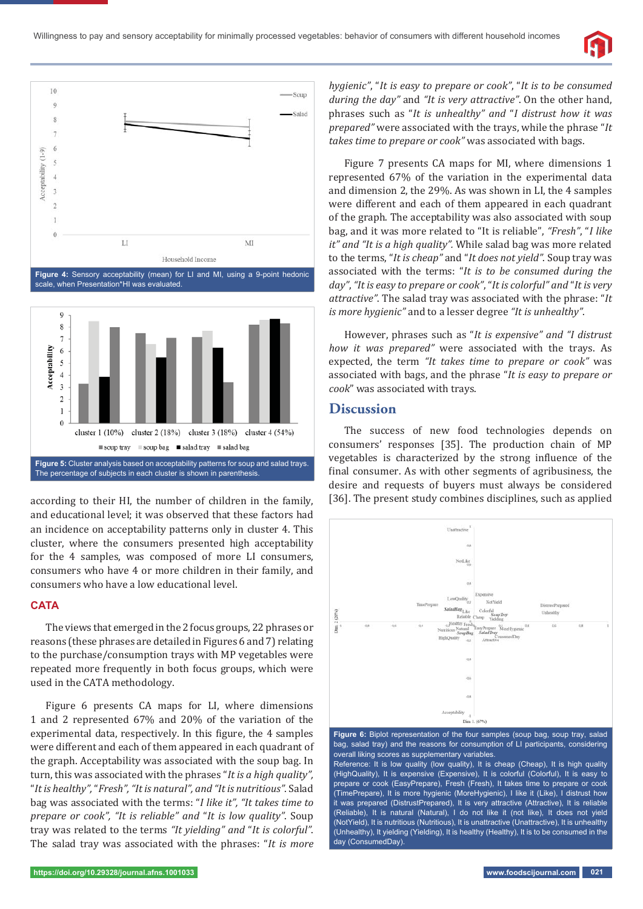10
9
8
7
6
5
4
3
2
1
0

Acceptability (1-9)

Soup
Salad

LI
MI

Household Income

**Figure 4:** Sensory acceptability (mean) for LI and MI, using a 9-point hedonic scale, when Presentation*HI was evaluated.

9
8
7
6
5
4
3
2
1
0

Acceptability

cluster 1 (10%)
cluster 2 (18%)
cluster 3 (18%)
cluster 4 (54%)

soup tray
soup bag
salad tray
salad bag

**Figure 5:** Cluster analysis based on acceptability patterns for soup and salad trays. The percentage of subjects in each cluster is shown in parenthesis.

according to their HI, the number of children in the family, and educational level; it was observed that these factors had an incidence on acceptability patterns only in cluster 4. This cluster, where the consumers presented high acceptability for the 4 samples, was composed of more LI consumers, consumers who have 4 or more children in their family, and consumers who have a low educational level.

## CATA

The views that emerged in the 2 focus groups, 22 phrases or reasons (these phrases are detailed in Figures 6 and 7) relating to the purchase/consumption trays with MP vegetables were repeated more frequently in both focus groups, which were used in the CATA methodology.

Figure 6 presents CA maps for LI, where dimensions 1 and 2 represented 67% and 20% of the variation of the experimental data, respectively. In this figure, the 4 samples were different and each of them appeared in each quadrant of the graph. Acceptability was associated with the soup bag. In turn, this was associated with the phrases "*It is a high quality*", "*It is healthy*", "*Fresh*", "*It is natural*", and "*It is nutritious*". Salad bag was associated with the terms: "*I like it*", "*It takes time to prepare or cook*", "*It is reliable*" and "*It is low quality*". Soup tray was related to the terms "*It yielding*" and "*It is colorful*". The salad tray was associated with the phrases: "*It is more hygienic*", "*It is easy to prepare or cook*", "*It is to be consumed during the day*" and "*It is very attractive*". On the other hand, phrases such as "*It is unhealthy*" and "*I distrust how it was prepared*" were associated with the trays, while the phrase "*It takes time to prepare or cook*" was associated with bags.

Figure 7 presents CA maps for MI, where dimensions 1 represented 67% of the variation in the experimental data and dimension 2, the 29%. As was shown in LI, the 4 samples were different and each of them appeared in each quadrant of the graph. The acceptability was also associated with soup bag, and it was more related to "It is reliable", *"Fresh"*, "*I like it" and "It is a high quality".* While salad bag was more related to the terms, "*It is cheap"* and "*It does not yield"*. Soup tray was associated with the terms: "*It is to be consumed during the day"*, *"It is easy to prepare or cook"*, "*It is colorful" and* "*It is very attractive"*. The salad tray was associated with the phrase: "*It is more hygienic"* and to a lesser degree *"It is unhealthy"*.

However, phrases such as "*It is expensive" and "I distrust how it was prepared"* were associated with the trays. As expected, the term *"It takes time to prepare or cook"* was associated with bags, and the phrase "*It is easy to prepare or cook*" was associated with trays.

## Discussion

The success of new food technologies depends on consumers' responses [35]. The production chain of MP vegetables is characterized by the strong influence of the final consumer. As with other segments of agribusiness, the desire and requests of buyers must always be considered [36]. The present study combines disciplines, such as applied

Unattractive
NotLike
Expensive
LowQuality
NotYield
TimePrepare
DistrustPrepared
SaladBag Like
Colorful
Unhealthy
Reliable Cheap
SoupTray
Yielding
Healthy Fresh
Nutritious Natural
EasyPrepare
MoreHygienic
SoupBag
SaladTray
HighQuality
ConsumedDay
Attractive
Acceptability
Dim 2 (20%)
Dim 1 (67%)

**Figure 6:** Biplot representation of the four samples (soup bag, soup tray, salad bag, salad tray) and the reasons for consumption of LI participants, considering overall liking scores as supplementary variables.
Reference: It is low quality (low quality), It is cheap (Cheap), It is high quality (HighQuality), It is expensive (Expensive), It is colorful (Colorful), It is easy to prepare or cook (EasyPrepare), Fresh (Fresh), It takes time to prepare or cook (TimePrepare), It is more hygienic (MoreHygienic), I like it (Like), I distrust how it was prepared (DistrustPrepared), It is very attractive (Attractive), It is reliable (Reliable), It is natural (Natural), I do not like it (not like), It does not yield (NotYield), It is nutritious (Nutritious), It is unattractive (Unattractive), It is unhealthy (Unhealthy), It yielding (Yielding), It is healthy (Healthy), It is to be consumed in the day (ConsumedDay).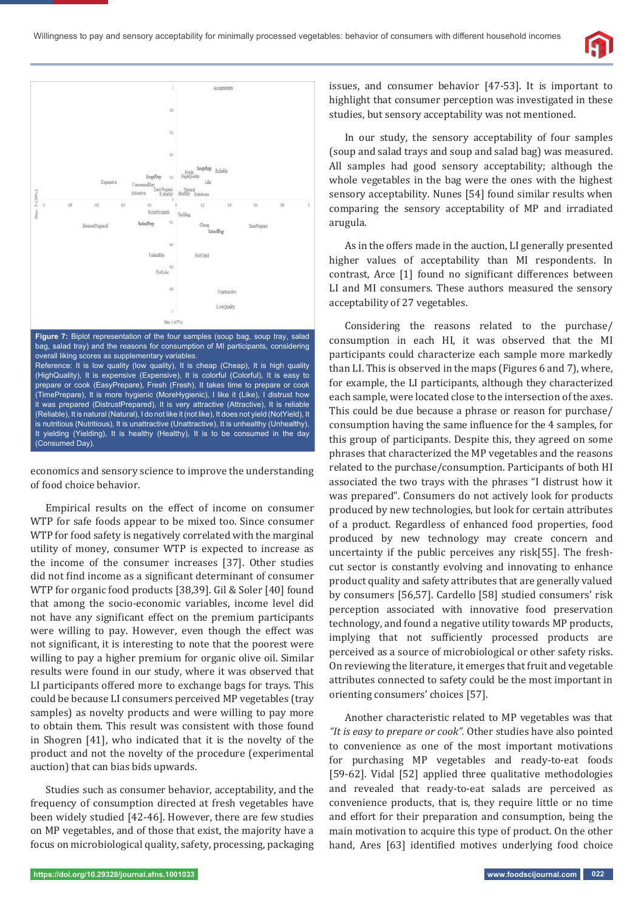Acceptability

1

0.8

0.6

0.4

SoupBag Reliable

Fresh HighQuality

SoupTray

Expensive

ConsumedDay

0.2

Like

EasyPrepare

Attractive

Colorful

Healthy

Natural Nutritious

Dim 2 (20%)

-1 -0.8 -0.6 -0.4 -0.2

0

0.2 0.4 0.6 0.8 1

MoreHygienic

Yielding

DistrustPrepared

SaladTray

-0.2

Cheap

SaladBag

TimePrepare

-0.4

Unhealthy

NotYield

-0.6

NotLike

-0.8

Unattractive

LowQuality

-1

Dim 1 (67%)

**Figure 7:** Biplot representation of the four samples (soup bag, soup tray, salad bag, salad tray) and the reasons for consumption of MI participants, considering overall liking scores as supplementary variables.
Reference: It is low quality (low quality), It is cheap (Cheap), It is high quality (HighQuality), It is expensive (Expensive), It is colorful (Colorful), It is easy to prepare or cook (EasyPrepare), Fresh (Fresh), It takes time to prepare or cook (TimePrepare), It is more hygienic (MoreHygienic), I like it (Like), I distrust how it was prepared (DistrustPrepared), It is very attractive (Attractive), It is reliable (Reliable), It is natural (Natural), I do not like it (not like), It does not yield (NotYield), It is nutritious (Nutritious), It is unattractive (Unattractive), It is unhealthy (Unhealthy), It yielding (Yielding), It is healthy (Healthy), It is to be consumed in the day (Consumed Day).

economics and sensory science to improve the understanding of food choice behavior.

Empirical results on the effect of income on consumer WTP for safe foods appear to be mixed too. Since consumer WTP for food safety is negatively correlated with the marginal utility of money, consumer WTP is expected to increase as the income of the consumer increases [37]. Other studies did not find income as a significant determinant of consumer WTP for organic food products [38,39]. Gil & Soler [40] found that among the socio-economic variables, income level did not have any significant effect on the premium participants were willing to pay. However, even though the effect was not significant, it is interesting to note that the poorest were willing to pay a higher premium for organic olive oil. Similar results were found in our study, where it was observed that LI participants offered more to exchange bags for trays. This could be because LI consumers perceived MP vegetables (tray samples) as novelty products and were willing to pay more to obtain them. This result was consistent with those found in Shogren [41], who indicated that it is the novelty of the product and not the novelty of the procedure (experimental auction) that can bias bids upwards.

Studies such as consumer behavior, acceptability, and the frequency of consumption about fresh vegetables have been widely studied [42-46]. However, there are few studies on MP vegetables, and of those that exist, the majority have a focus on microbiological quality, safety, processing, packaging issues, and consumer behavior [47-53]. It is important to highlight that consumer perception was investigated in these studies, but sensory acceptability was not mentioned.

In our study, the sensory acceptability of four samples (soup and salad trays and soup and salad bag) was measured. All samples had good sensory acceptability; although the whole vegetables in the bag were the ones with the highest sensory acceptability. Nunes [54] found similar results when comparing the sensory acceptability of MP and irradiated arugula.

As in the offers made in the auction, LI generally presented higher values of acceptability than MI respondents. In contrast, Arce [1] found no significant differences between LI and MI consumers. These authors measured the sensory acceptability of 27 vegetables.

Considering the reasons related to the purchase/consumption in each HI, it was observed that the MI participants could characterize each sample more markedly than LI. This is observed in the maps (Figures 6 and 7), where, for example, the LI participants, although they characterized each sample, were located close to the intersection of the axes. This could be due because a phrase or reason for purchase/consumption having the same influence for the 4 samples, for this group of participants. Despite this, they agreed on some phrases that characterized the MP vegetables and the reasons related to the purchase/consumption. Participants of both HI associated the two trays with the phrases "I distrust how it was prepared". Consumers do not actively look for products produced by new technologies, but look for certain attributes of a product. Regardless of enhanced food properties, food produced by new technology may create concern and uncertainty if the public perceives any risk[55]. The fresh-cut sector is constantly evolving and innovating to enhance product quality and safety attributes that are generally valued by consumers [56,57]. Cardello [58] studied consumers' risk perception associated with innovative food preservation technology, and found a negative utility towards MP products, implying that not sufficiently processed products are perceived as a source of microbiological or other safety risks. On reviewing the literature, it emerges that fruit and vegetable attributes connected to safety could be the most important in orienting consumers' choices [57].

Another characteristic related to MP vegetables was that *"It is easy to prepare or cook".* Other studies have also pointed to convenience as one of the most important motivations for purchasing MP vegetables and ready-to-eat foods [59-62]. Vidal [52] applied three qualitative methodologies and revealed that ready-to-eat salads are perceived as convenience products, that is, they require little or no time and effort for their preparation and consumption, being the main motivation to acquire this type of product. On the other hand, Ares [63] identified motives underlying food choice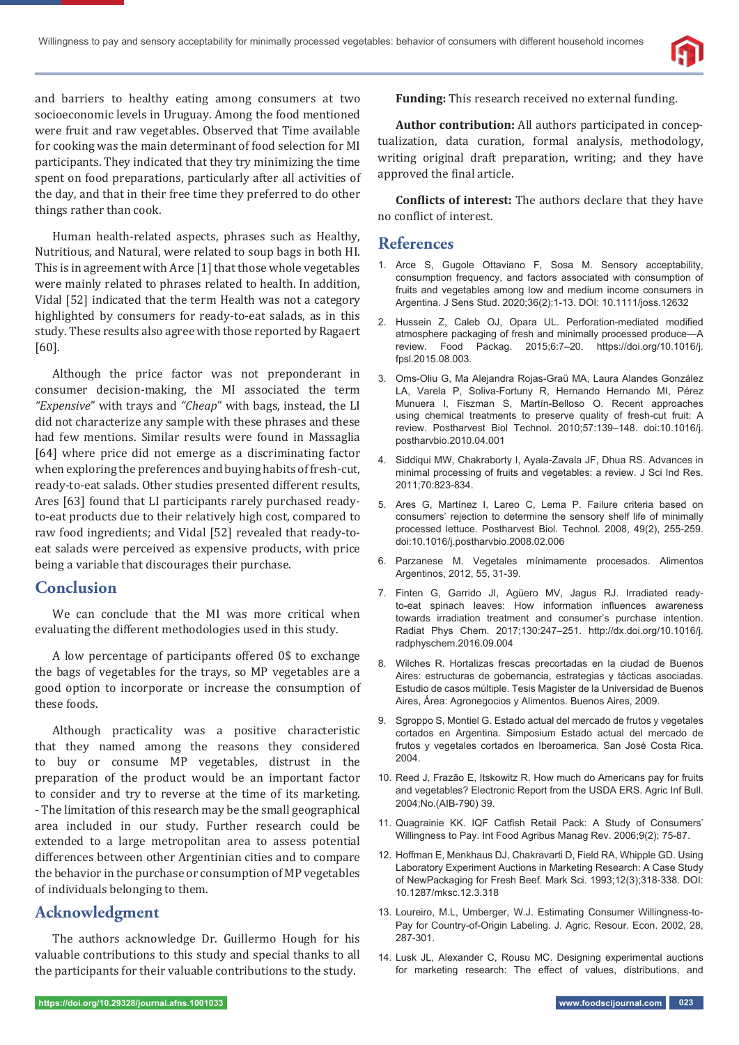and barriers to healthy eating among consumers at two socioeconomic levels in Uruguay. Among the food mentioned were fruit and raw vegetables. Observed that Time available for cooking was the main determinant of food selection for MI participants. They indicated that they try minimizing the time spent on food preparations, particularly after all activities of the day, and that in their free time they preferred to do other things rather than cook.

Human health-related aspects, phrases such as Healthy, Nutritious, and Natural, were related to soup bags in both HI. This is in agreement with Arce [1] that those whole vegetables were mainly related to phrases related to health. In addition, Vidal [52] indicated that the term Health was not a category highlighted by consumers for ready-to-eat salads, as in this study. These results also agree with those reported by Ragaert [60].

Although the price factor was not preponderant in consumer decision-making, the MI associated the term *"Expensive"* with trays and *"Cheap"* with bags, instead, the LI did not characterize any sample with these phrases and these had few mentions. Similar results were found in Massaglia [64] where price did not emerge as a discriminating factor when exploring the preferences and buying habits of fresh-cut, ready-to-eat salads. Other studies presented different results, Ares [63] found that LI participants rarely purchased ready-to-eat products due to their relatively high cost, compared to raw food ingredients; and Vidal [52] revealed that ready-to-eat salads were perceived as expensive products, with price being a variable that discourages their purchase.

## Conclusion

We can conclude that the MI was more critical when evaluating the different methodologies used in this study.

A low percentage of participants offered 0$ to exchange the bags of vegetables for the trays, so MP vegetables are a good option to incorporate or increase the consumption of these foods.

Although practicality was a positive characteristic that they named among the reasons they considered to buy or consume MP vegetables, distrust in the preparation of the product would be an important factor to consider and try to reverse at the time of its marketing. - The limitation of this research may be the small geographical area included in our study. Further research could be extended to a large metropolitan area to assess potential differences between other Argentinian cities and to compare the behavior in the purchase or consumption of MP vegetables of individuals belonging to them.

## Acknowledgment

The authors acknowledge Dr. Guillermo Hough for his valuable contributions to this study and special thanks to all the participants for their valuable contributions to the study.

**Funding:** This research received no external funding.

**Author contribution:** All authors participated in conceptualization, data curation, formal analysis, methodology, writing original draft preparation, writing; and they have approved the final article.

**Conflicts of interest:** The authors declare that they have no conflict of interest.

## References

1. Arce S, Gugole Ottaviano F, Sosa M. Sensory acceptability, consumption frequency, and factors associated with consumption of fruits and vegetables among low and medium income consumers in Argentina. J Sens Stud. 2020;36(2):1-13. DOI: 10.1111/joss.12632
2. Hussein Z, Caleb OJ, Opara UL. Perforation-mediated modified atmosphere packaging of fresh and minimally processed produce—A review. Food Packag. 2015;6:7–20. https://doi.org/10.1016/j.fpsl.2015.08.003.
3. Oms-Oliu G, Ma Alejandra Rojas-Graü MA, Laura Alandes González LA, Varela P, Soliva-Fortuny R, Hernando Hernando MI, Pérez Munuera I, Fiszman S, Martín-Belloso O. Recent approaches using chemical treatments to preserve quality of fresh-cut fruit: A review. Postharvest Biol Technol. 2010;57:139–148. doi:10.1016/j.postharvbio.2010.04.001
4. Siddiqui MW, Chakraborty I, Ayala-Zavala JF, Dhua RS. Advances in minimal processing of fruits and vegetables: a review. J Sci Ind Res. 2011;70:823-834.
5. Ares G, Martínez I, Lareo C, Lema P. Failure criteria based on consumers' rejection to determine the sensory shelf life of minimally processed lettuce. Postharvest Biol. Technol. 2008, 49(2), 255-259. doi:10.1016/j.postharvbio.2008.02.006
6. Parzanese M. Vegetales mínimamente procesados. Alimentos Argentinos, 2012, 55, 31-39.
7. Finten G, Garrido JI, Agüero MV, Jagus RJ. Irradiated ready-to-eat spinach leaves: How information influences awareness towards irradiation treatment and consumer's purchase intention. Radiat Phys Chem. 2017;130:247–251. http://dx.doi.org/10.1016/j.radphyschem.2016.09.004
8. Wilches R. Hortalizas frescas precortadas en la ciudad de Buenos Aires: estructuras de gobernancia, estrategias y tácticas asociadas. Estudio de casos múltiple. Tesis Magister de la Universidad de Buenos Aires, Área: Agronegocios y Alimentos. Buenos Aires, 2009.
9. Sgroppo S, Montiel G. Estado actual del mercado de frutos y vegetales cortados en Argentina. Simposium Estado actual del mercado de frutos y vegetales cortados en Iberoamerica. San José Costa Rica. 2004.
10. Reed J, Frazão E, Itskowitz R. How much do Americans pay for fruits and vegetables? Electronic Report from the USDA ERS. Agric Inf Bull. 2004;No.(AIB-790) 39.
11. Quagrainie KK. IQF Catfish Retail Pack: A Study of Consumers' Willingness to Pay. Int Food Agribus Manag Rev. 2006;9(2); 75-87.
12. Hoffman E, Menkhaus DJ, Chakravarti D, Field RA, Whipple GD. Using Laboratory Experiment Auctions in Marketing Research: A Case Study of NewPackaging for Fresh Beef. Mark Sci. 1993;12(3);318-338. DOI: 10.1287/mksc.12.3.318
13. Loureiro, M.L, Umberger, W.J. Estimating Consumer Willingness-to-Pay for Country-of-Origin Labeling. J. Agric. Resour. Econ. 2002, 28, 287-301.
14. Lusk JL, Alexander C, Rousu MC. Designing experimental auctions for marketing research: The effect of values, distributions, and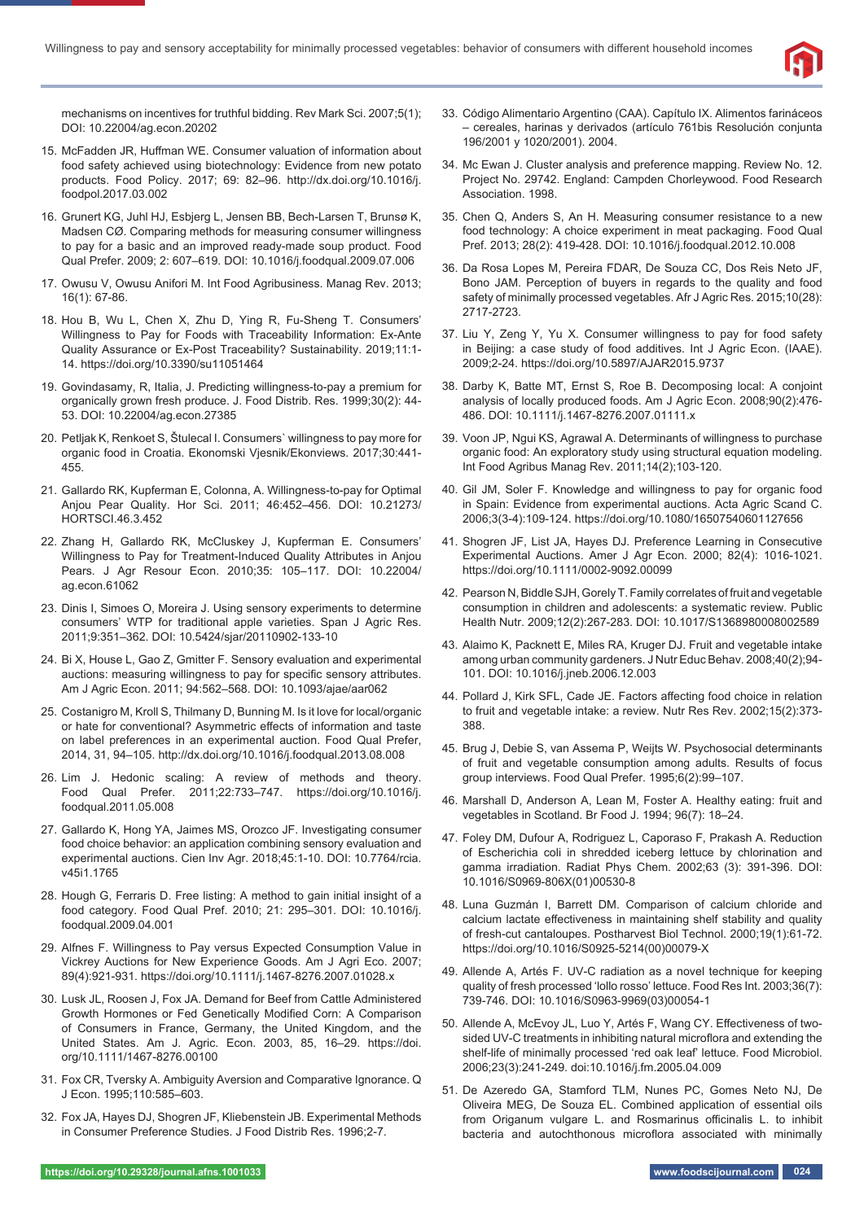mechanisms on incentives for truthful bidding. Rev Mark Sci. 2007;5(1); DOI: 10.22004/ag.econ.20202

15. McFadden JR, Huffman WE. Consumer valuation of information about food safety achieved using biotechnology: Evidence from new potato products. Food Policy. 2017; 69: 82–96. http://dx.doi.org/10.1016/j.foodpol.2017.03.002

16. Grunert KG, Juhl HJ, Esbjerg L, Jensen BB, Bech-Larsen T, Brunsø K, Madsen CØ. Comparing methods for measuring consumer willingness to pay for a basic and an improved ready-made soup product. Food Qual Prefer. 2009; 2: 607–619. DOI: 10.1016/j.foodqual.2009.07.006

17. Owusu V, Owusu Anifori M. Int Food Agribusiness. Manag Rev. 2013; 16(1): 67-86.

18. Hou B, Wu L, Chen X, Zhu D, Ying R, Fu-Sheng T. Consumers' Willingness to Pay for Foods with Traceability Information: Ex-Ante Quality Assurance or Ex-Post Traceability? Sustainability. 2019;11:1-14. https://doi.org/10.3390/su11051464

19. Govindasamy, R, Italia, J. Predicting willingness-to-pay a premium for organically grown fresh produce. J. Food Distrib. Res. 1999;30(2): 44-53. DOI: 10.22004/ag.econ.27385

20. Petljak K, Renkoet S, Štulecal I. Consumers` willingness to pay more for organic food in Croatia. Ekonomski Vjesnik/Ekonviews. 2017;30:441-455.

21. Gallardo RK, Kupferman E, Colonna, A. Willingness-to-pay for Optimal Anjou Pear Quality. Hor Sci. 2011; 46:452–456. DOI: 10.21273/HORTSCI.46.3.452

22. Zhang H, Gallardo RK, McCluskey J, Kupferman E. Consumers' Willingness to Pay for Treatment-Induced Quality Attributes in Anjou Pears. J Agr Resour Econ. 2010;35: 105–117. DOI: 10.22004/ag.econ.61062

23. Dinis I, Simoes O, Moreira J. Using sensory experiments to determine consumers' WTP for traditional apple varieties. Span J Agric Res. 2011;9:351–362. DOI: 10.5424/sjar/20110902-133-10

24. Bi X, House L, Gao Z, Gmitter F. Sensory evaluation and experimental auctions: measuring willingness to pay for specific sensory attributes. Am J Agric Econ. 2011; 94:562–568. DOI: 10.1093/ajae/aar062

25. Costanigro M, Kroll S, Thilmany D, Bunning M. Is it love for local/organic or hate for conventional? Asymmetric effects of information and taste on label preferences in an experimental auction. Food Qual Prefer, 2014, 31, 94–105. http://dx.doi.org/10.1016/j.foodqual.2013.08.008

26. Lim J. Hedonic scaling: A review of methods and theory. Food Qual Prefer. 2011;22:733–747. https://doi.org/10.1016/j.foodqual.2011.05.008

27. Gallardo K, Hong YA, Jaimes MS, Orozco JF. Investigating consumer food choice behavior: an application combining sensory evaluation and experimental auctions. Cien Inv Agr. 2018;45:1-10. DOI: 10.7764/rcia.v45i1.1765

28. Hough G, Ferraris D. Free listing: A method to gain initial insight of a food category. Food Qual Pref. 2010; 21: 295–301. DOI: 10.1016/j.foodqual.2009.04.001

29. Alfnes F. Willingness to Pay versus Expected Consumption Value in Vickrey Auctions for New Experience Goods. Am J Agri Eco. 2007; 89(4):921-931. https://doi.org/10.1111/j.1467-8276.2007.01028.x

30. Lusk JL, Roosen J, Fox JA. Demand for Beef from Cattle Administered Growth Hormones or Fed Genetically Modified Corn: A Comparison of Consumers in France, Germany, the United Kingdom, and the United States. Am J. Agric. Econ. 2003, 85, 16–29. https://doi.org/10.1111/1467-8276.00100

31. Fox CR, Tversky A. Ambiguity Aversion and Comparative Ignorance. Q J Econ. 1995;110:585–603.

32. Fox JA, Hayes DJ, Shogren JF, Kliebenstein JB. Experimental Methods in Consumer Preference Studies. J Food Distrib Res. 1996;2-7.

33. Código Alimentario Argentino (CAA). Capítulo IX. Alimentos farináceos – cereales, harinas y derivados (artículo 761bis Resolución conjunta 196/2001 y 1020/2001). 2004.

34. Mc Ewan J. Cluster analysis and preference mapping. Review No. 12. Project No. 29742. England: Campden Chorleywood. Food Research Association. 1998.

35. Chen Q, Anders S, An H. Measuring consumer resistance to a new food technology: A choice experiment in meat packaging. Food Qual Pref. 2013; 28(2): 419-428. DOI: 10.1016/j.foodqual.2012.10.008

36. Da Rosa Lopes M, Pereira FDAR, De Souza CC, Dos Reis Neto JF, Bono JAM. Perception of buyers in regards to the quality and food safety of minimally processed vegetables. Afr J Agric Res. 2015;10(28): 2717-2723.

37. Liu Y, Zeng Y, Yu X. Consumer willingness to pay for food safety in Beijing: a case study of food additives. Int J Agric Econ. (IAAE). 2009;2-24. https://doi.org/10.5897/AJAR2015.9737

38. Darby K, Batte MT, Ernst S, Roe B. Decomposing local: A conjoint analysis of locally produced foods. Am J Agric Econ. 2008;90(2):476-486. DOI: 10.1111/j.1467-8276.2007.01111.x

39. Voon JP, Ngui KS, Agrawal A. Determinants of willingness to purchase organic food: An exploratory study using structural equation modeling. Int Food Agribus Manag Rev. 2011;14(2);103-120.

40. Gil JM, Soler F. Knowledge and willingness to pay for organic food in Spain: Evidence from experimental auctions. Acta Agric Scand C. 2006;3(3-4):109-124. https://doi.org/10.1080/16507540601127656

41. Shogren JF, List JA, Hayes DJ. Preference Learning in Consecutive Experimental Auctions. Amer J Agr Econ. 2000; 82(4): 1016-1021. https://doi.org/10.1111/0002-9092.00099

42. Pearson N, Biddle SJH, Gorely T. Family correlates of fruit and vegetable consumption in children and adolescents: a systematic review. Public Health Nutr. 2009;12(2):267-283. DOI: 10.1017/S1368980008002589

43. Alaimo K, Packnett E, Miles RA, Kruger DJ. Fruit and vegetable intake among urban community gardeners. J Nutr Educ Behav. 2008;40(2);94-101. DOI: 10.1016/j.jneb.2006.12.003

44. Pollard J, Kirk SFL, Cade JE. Factors affecting food choice in relation to fruit and vegetable intake: a review. Nutr Res Rev. 2002;15(2):373-388.

45. Brug J, Debie S, van Assema P, Weijts W. Psychosocial determinants of fruit and vegetable consumption among adults. Results of focus group interviews. Food Qual Prefer. 1995;6(2):99–107.

46. Marshall D, Anderson A, Lean M, Foster A. Healthy eating: fruit and vegetables in Scotland. Br Food J. 1994; 96(7): 18–24.

47. Foley DM, Dufour A, Rodriguez L, Caporaso F, Prakash A. Reduction of Escherichia coli in shredded iceberg lettuce by chlorination and gamma irradiation. Radiat Phys Chem. 2002;63 (3): 391-396. DOI: 10.1016/S0969-806X(01)00530-8

48. Luna Guzmán I, Barrett DM. Comparison of calcium chloride and calcium lactate effectiveness in maintaining shelf stability and quality of fresh-cut cantaloupes. Postharvest Biol Technol. 2000;19(1):61-72. https://doi.org/10.1016/S0925-5214(00)00079-X

49. Allende A, Artés F. UV-C radiation as a novel technique for keeping quality of fresh processed 'lollo rosso' lettuce. Food Res Int. 2003;36(7): 739-746. DOI: 10.1016/S0963-9969(03)00054-1

50. Allende A, McEvoy JL, Luo Y, Artés F, Wang CY. Effectiveness of two-sided UV-C treatments in inhibiting natural microflora and extending the shelf-life of minimally processed 'red oak leaf' lettuce. Food Microbiol. 2006;23(3):241-249. doi:10.1016/j.fm.2005.04.009

51. De Azeredo GA, Stamford TLM, Nunes PC, Gomes Neto NJ, De Oliveira MEG, De Souza EL. Combined application of essential oils from Origanum vulgare L. and Rosmarinus officinalis L. to inhibit bacteria and autochthonous microflora associated with minimally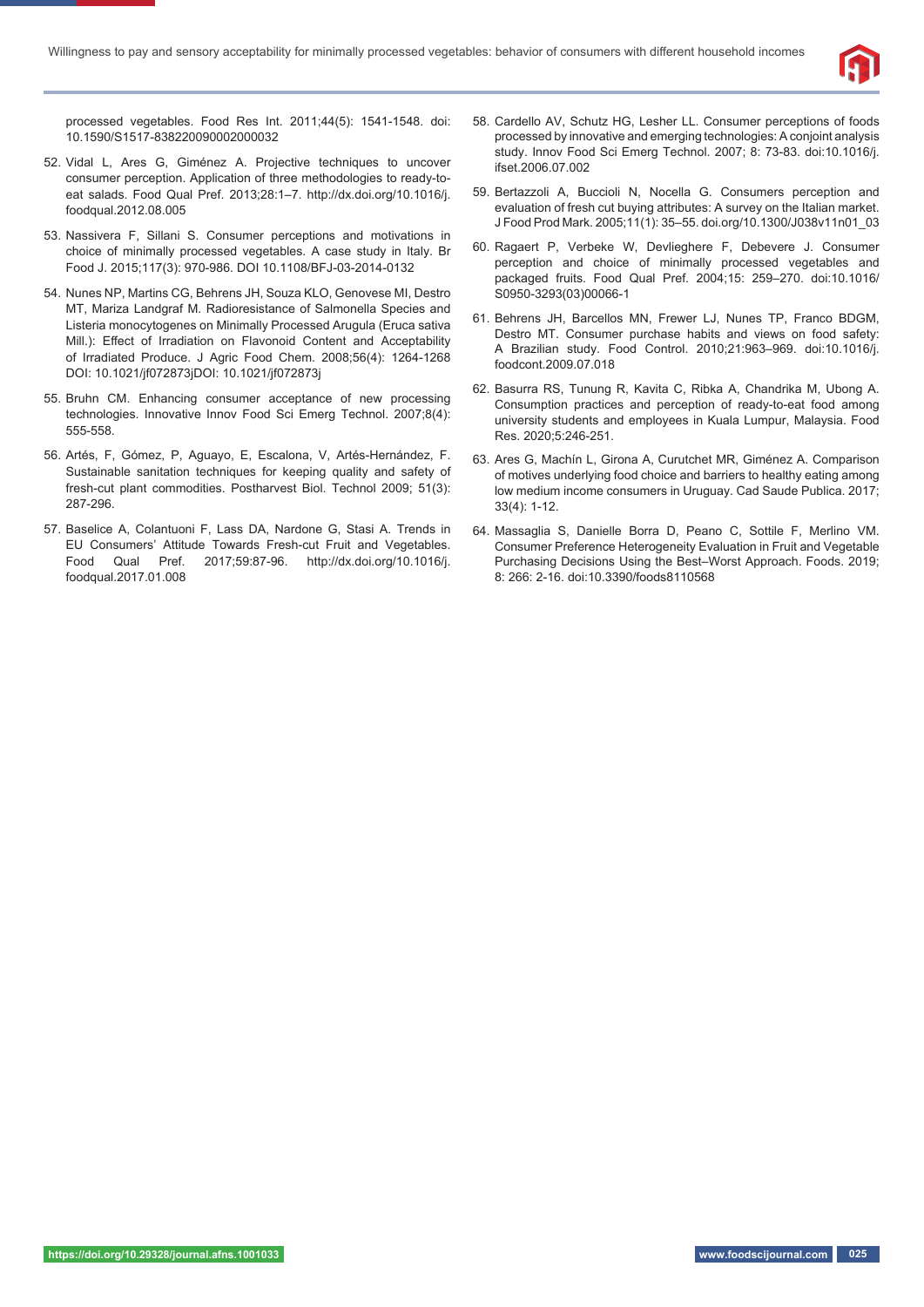processed vegetables. Food Res Int. 2011;44(5): 1541-1548. doi: 10.1590/S1517-838220090002000032

52. Vidal L, Ares G, Giménez A. Projective techniques to uncover consumer perception. Application of three methodologies to ready-to-eat salads. Food Qual Pref. 2013;28:1–7. http://dx.doi.org/10.1016/j.foodqual.2012.08.005

53. Nassivera F, Sillani S. Consumer perceptions and motivations in choice of minimally processed vegetables. A case study in Italy. Br Food J. 2015;117(3): 970-986. DOI 10.1108/BFJ-03-2014-0132

54. Nunes NP, Martins CG, Behrens JH, Souza KLO, Genovese MI, Destro MT, Mariza Landgraf M. Radioresistance of Salmonella Species and Listeria monocytogenes on Minimally Processed Arugula (Eruca sativa Mill.): Effect of Irradiation on Flavonoid Content and Acceptability of Irradiated Produce. J Agric Food Chem. 2008;56(4): 1264-1268 DOI: 10.1021/jf072873jDOI: 10.1021/jf072873j

55. Bruhn CM. Enhancing consumer acceptance of new processing technologies. Innovative Innov Food Sci Emerg Technol. 2007;8(4): 555-558.

56. Artés, F, Gómez, P, Aguayo, E, Escalona, V, Artés-Hernández, F. Sustainable sanitation techniques for keeping quality and safety of fresh-cut plant commodities. Postharvest Biol. Technol 2009; 51(3): 287-296.

57. Baselice A, Colantuoni F, Lass DA, Nardone G, Stasi A. Trends in EU Consumers' Attitude Towards Fresh-cut Fruit and Vegetables. Food Qual Pref. 2017;59:87-96. http://dx.doi.org/10.1016/j.foodqual.2017.01.008

58. Cardello AV, Schutz HG, Lesher LL. Consumer perceptions of foods processed by innovative and emerging technologies: A conjoint analysis study. Innov Food Sci Emerg Technol. 2007; 8: 73-83. doi:10.1016/j.ifset.2006.07.002

59. Bertazzoli A, Buccioli N, Nocella G. Consumers perception and evaluation of fresh cut buying attributes: A survey on the Italian market. J Food Prod Mark. 2005;11(1): 35–55. doi.org/10.1300/J038v11n01_03

60. Ragaert P, Verbeke W, Devlieghere F, Debevere J. Consumer perception and choice of minimally processed vegetables and packaged fruits. Food Qual Pref. 2004;15: 259–270. doi:10.1016/S0950-3293(03)00066-1

61. Behrens JH, Barcellos MN, Frewer LJ, Nunes TP, Franco BDGM, Destro MT. Consumer purchase habits and views on food safety: A Brazilian study. Food Control. 2010;21:963–969. doi:10.1016/j.foodcont.2009.07.018

62. Basurra RS, Tunung R, Kavita C, Ribka A, Chandrika M, Ubong A. Consumption practices and perception of ready-to-eat food among university students and employees in Kuala Lumpur, Malaysia. Food Res. 2020;5:246-251.

63. Ares G, Machín L, Girona A, Curutchet MR, Giménez A. Comparison of motives underlying food choice and barriers to healthy eating among low medium income consumers in Uruguay. Cad Saude Publica. 2017; 33(4): 1-12.

64. Massaglia S, Danielle Borra D, Peano C, Sottile F, Merlino VM. Consumer Preference Heterogeneity Evaluation in Fruit and Vegetable Purchasing Decisions Using the Best–Worst Approach. Foods. 2019; 8: 266: 2-16. doi:10.3390/foods8110568